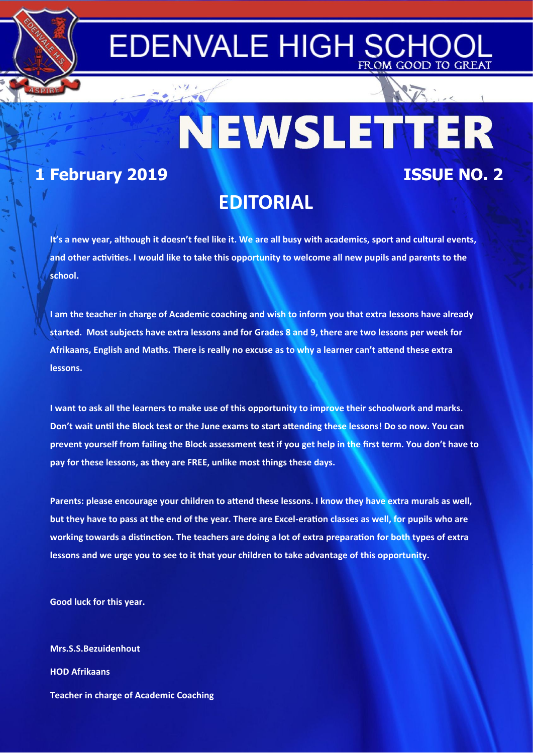# EDENVALE HIGH SCHOOL

FROM GOOD TO GREAT

# NEWSLETTER

**1 February 2019** **ISSUE NO. 2**

## EDITORIAL

**It's a new year, although it doesn't feel like it. We are all busy with academics, sport and cultural events, and other activities. I would like to take this opportunity to welcome all new pupils and parents to the school.**

**I am the teacher in charge of Academic coaching and wish to inform you that extra lessons have already started. Most subjects have extra lessons and for Grades 8 and 9, there are two lessons per week for Afrikaans, English and Maths. There is really no excuse as to why a learner can't attend these extra lessons.**

**I want to ask all the learners to make use of this opportunity to improve their schoolwork and marks. Don't wait until the Block test or the June exams to start attending these lessons! Do so now. You can prevent yourself from failing the Block assessment test if you get help in the first term. You don't have to pay for these lessons, as they are FREE, unlike most things these days.**

**Parents: please encourage your children to attend these lessons. I know they have extra murals as well, but they have to pass at the end of the year. There are Excel-eration classes as well, for pupils who are working towards a distinction. The teachers are doing a lot of extra preparation for both types of extra lessons and we urge you to see to it that your children to take advantage of this opportunity.**

**Good luck for this year.**

**Mrs.S.S.Bezuidenhout**

**HOD Afrikaans**

**Teacher in charge of Academic Coaching**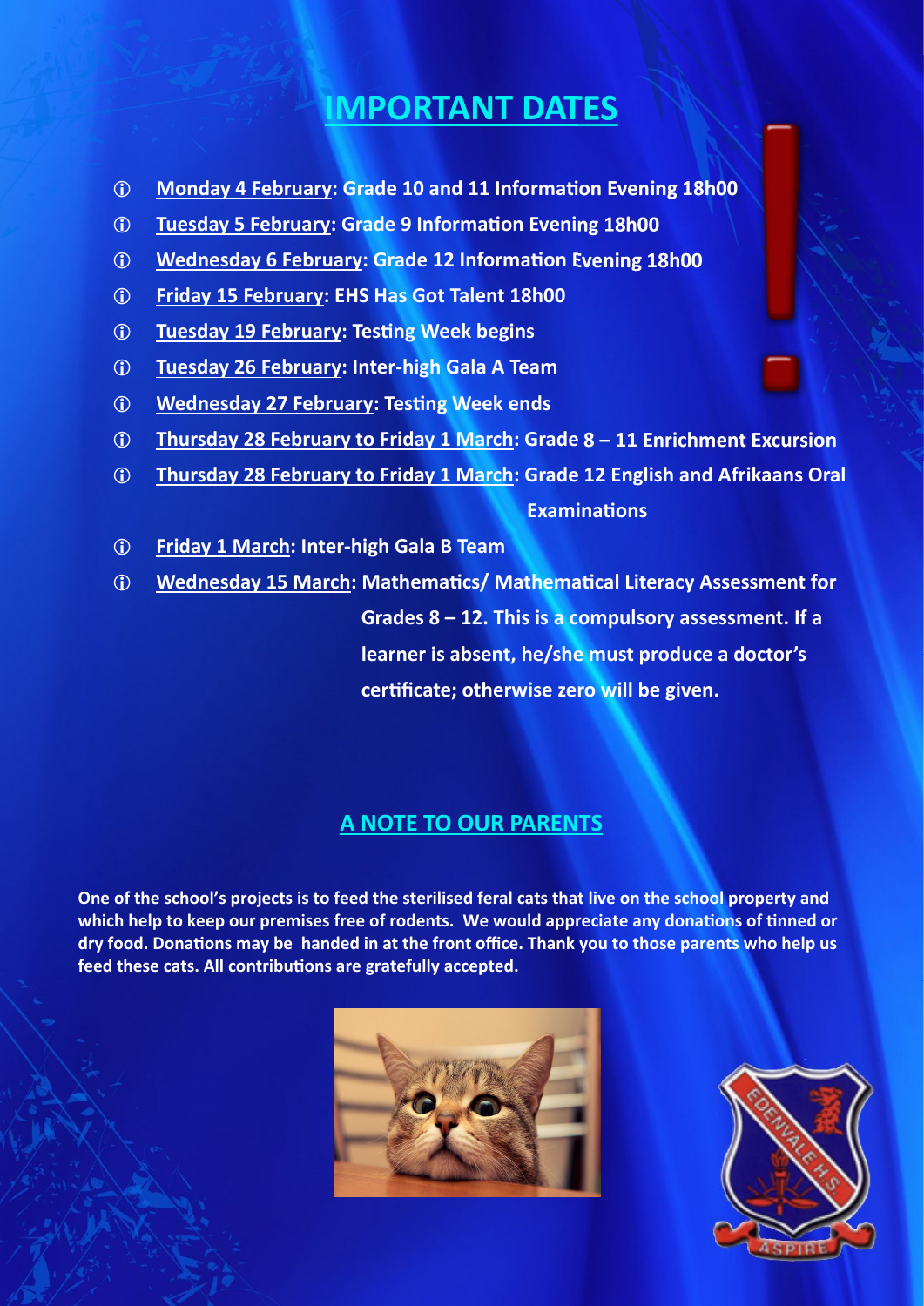# IMPORTANT DATES

- **Monday 4 February: Grade 10 and 11 Information Evening 18h00**
- **Tuesday 5 February: Grade 9 Information Evening 18h00**
- **Wednesday 6 February: Grade 12 Information Evening 18h00**
- **Friday 15 February: EHS Has Got Talent 18h00**
- **Tuesday 19 February: Testing Week begins**
- **Tuesday 26 February: Inter-high Gala A Team**
- **Wednesday 27 February: Testing Week ends**
- **Thursday 28 February to Friday 1 March: Grade 8 – 11 Enrichment Excursion**
- **Thursday 28 February to Friday 1 March: Grade 12 English and Afrikaans Oral Examinations**
- **Friday 1 March: Inter-high Gala B Team**
- **Wednesday 15 March: Mathematics/ Mathematical Literacy Assessment for Grades 8 – 12. This is a compulsory assessment. If a learner is absent, he/she must produce a doctor's certificate; otherwise zero will be given.**

## A NOTE TO OUR PARENTS

**One of the school's projects is to feed the sterilised feral cats that live on the school property and which help to keep our premises free of rodents. We would appreciate any donations of tinned or dry food. Donations may be handed in at the front office. Thank you to those parents who help us feed these cats. All contributions are gratefully accepted.**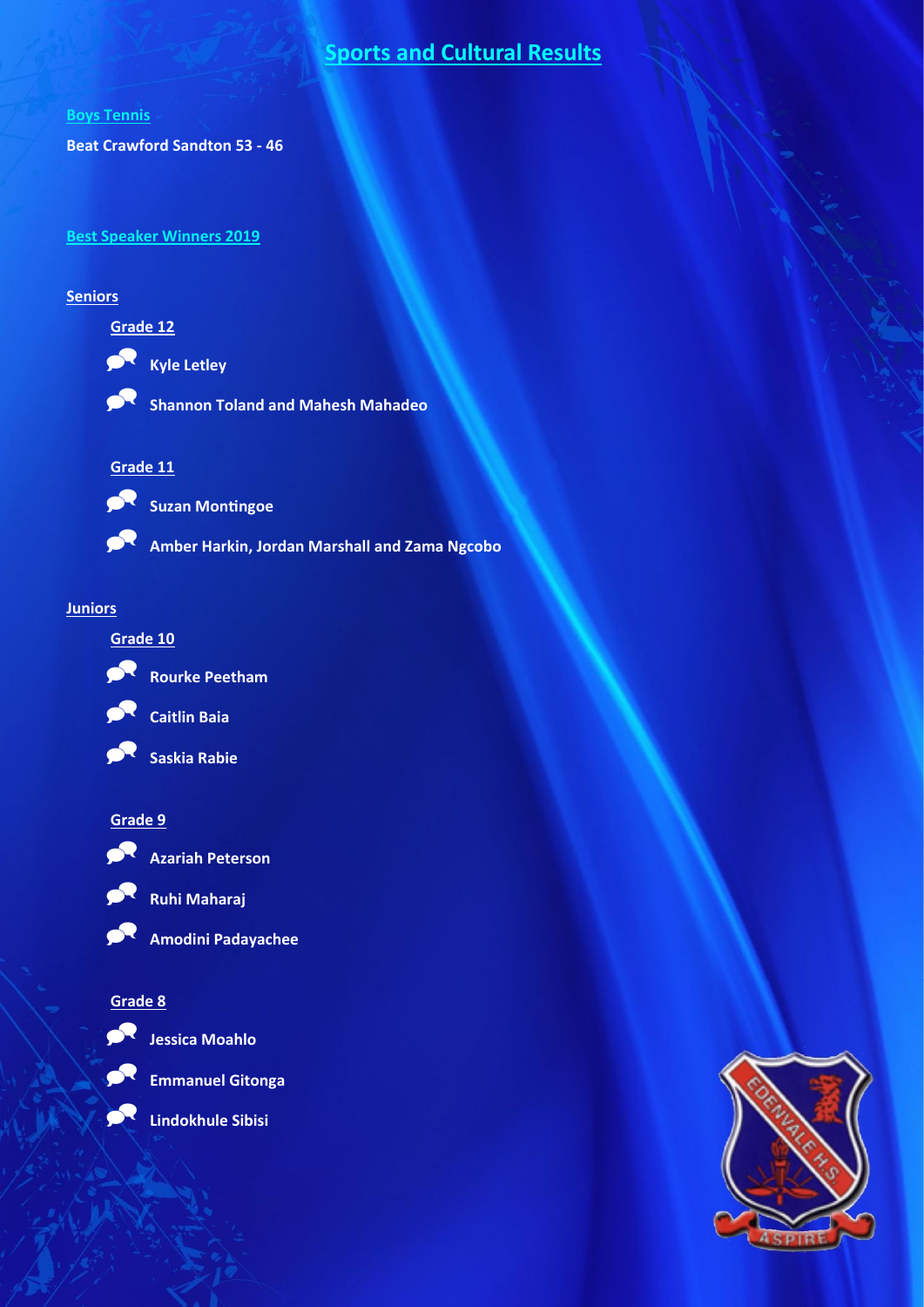# Sports and Cultural Results

## Boys Tennis

**Beat Crawford Sandton 53 - 46**

## Best Speaker Winners 2019

### Seniors

#### Grade 12

- **Kyle Letley**
- **Shannon Toland and Mahesh Mahadeo**

#### Grade 11

- **Suzan Montingoe**
- **Amber Harkin, Jordan Marshall and Zama Ngcobo**

### Juniors

#### Grade 10

- **Rourke Peetham**
- **Caitlin Baia**
- **Saskia Rabie**

#### Grade 9

- **Azariah Peterson**
- **Ruhi Maharaj**
- **Amodini Padayachee**

#### Grade 8

- **Jessica Moahlo**
- **Emmanuel Gitonga**
- **Lindokhule Sibisi**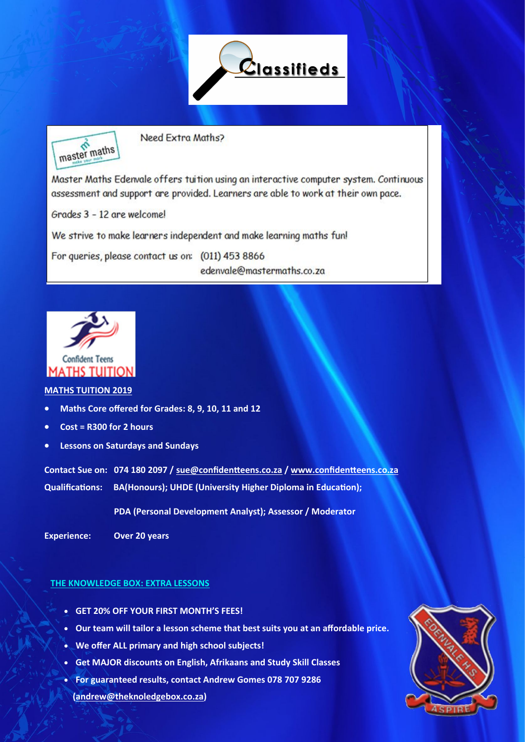# Classifieds

master maths

Need Extra Maths?

Master Maths Edenvale offers tuition using an interactive computer system. Continuous assessment and support are provided. Learners are able to work at their own pace.

Grades 3 - 12 are welcome!

We strive to make learners independent and make learning maths fun!

For queries, please contact us on: (011) 453 8866
edenvale@mastermaths.co.za

Confident Teens MATHS TUITION

**MATHS TUITION 2019**

- **Maths Core offered for Grades: 8, 9, 10, 11 and 12**
- **Cost = R300 for 2 hours**
- **Lessons on Saturdays and Sundays**

**Contact Sue on:** **074 180 2097 / sue@confidentteens.co.za / www.confidentteens.co.za**

**Qualifications:** **BA(Honours); UHDE (University Higher Diploma in Education); PDA (Personal Development Analyst); Assessor / Moderator**

**Experience:** **Over 20 years**

**THE KNOWLEDGE BOX: EXTRA LESSONS**

- **GET 20% OFF YOUR FIRST MONTH'S FEES!**
- **Our team will tailor a lesson scheme that best suits you at an affordable price.**
- **We offer ALL primary and high school subjects!**
- **Get MAJOR discounts on English, Afrikaans and Study Skill Classes**
- **For guaranteed results, contact Andrew Gomes 078 707 9286 (andrew@theknoledgebox.co.za)**

EDENVALE H.S. ASPIRE